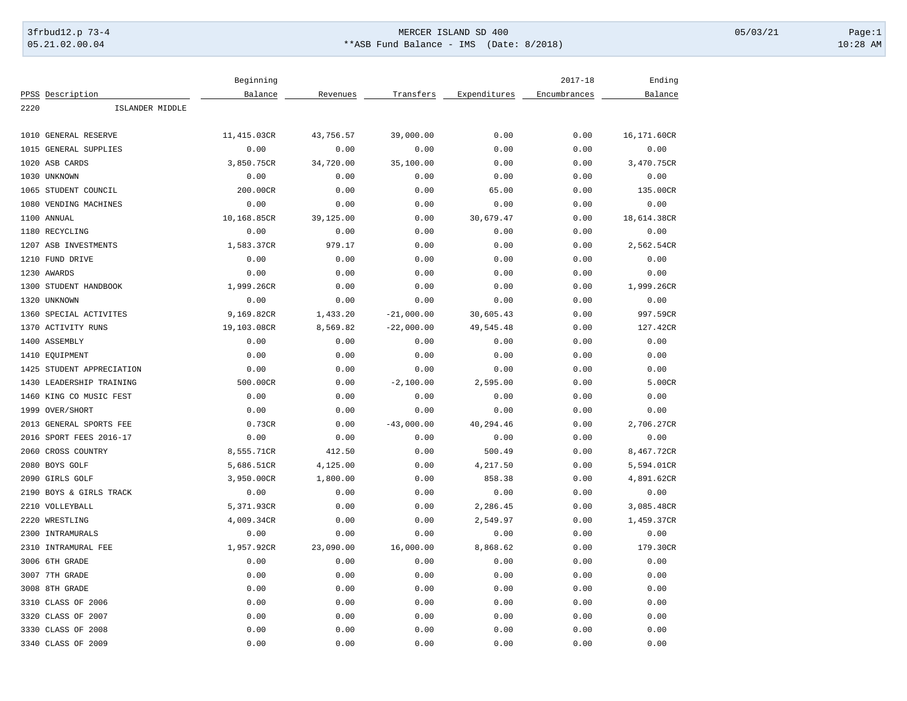# MERCER ISLAND SD 400

## **ASB Fund Balance - IMS (Date: 8/2018)

3frbud12.p 73-4
05.21.02.00.04

05/03/21
10:28 AM

| PPSS | Description | Beginning Balance | Revenues | Transfers | Expenditures | 2017-18 Encumbrances | Ending Balance |
|---|---|---|---|---|---|---|---|
| 2220 | ISLANDER MIDDLE | | | | | | |
| 1010 | GENERAL RESERVE | 11,415.03CR | 43,756.57 | 39,000.00 | 0.00 | 0.00 | 16,171.60CR |
| 1015 | GENERAL SUPPLIES | 0.00 | 0.00 | 0.00 | 0.00 | 0.00 | 0.00 |
| 1020 | ASB CARDS | 3,850.75CR | 34,720.00 | 35,100.00 | 0.00 | 0.00 | 3,470.75CR |
| 1030 | UNKNOWN | 0.00 | 0.00 | 0.00 | 0.00 | 0.00 | 0.00 |
| 1065 | STUDENT COUNCIL | 200.00CR | 0.00 | 0.00 | 65.00 | 0.00 | 135.00CR |
| 1080 | VENDING MACHINES | 0.00 | 0.00 | 0.00 | 0.00 | 0.00 | 0.00 |
| 1100 | ANNUAL | 10,168.85CR | 39,125.00 | 0.00 | 30,679.47 | 0.00 | 18,614.38CR |
| 1180 | RECYCLING | 0.00 | 0.00 | 0.00 | 0.00 | 0.00 | 0.00 |
| 1207 | ASB INVESTMENTS | 1,583.37CR | 979.17 | 0.00 | 0.00 | 0.00 | 2,562.54CR |
| 1210 | FUND DRIVE | 0.00 | 0.00 | 0.00 | 0.00 | 0.00 | 0.00 |
| 1230 | AWARDS | 0.00 | 0.00 | 0.00 | 0.00 | 0.00 | 0.00 |
| 1300 | STUDENT HANDBOOK | 1,999.26CR | 0.00 | 0.00 | 0.00 | 0.00 | 1,999.26CR |
| 1320 | UNKNOWN | 0.00 | 0.00 | 0.00 | 0.00 | 0.00 | 0.00 |
| 1360 | SPECIAL ACTIVITES | 9,169.82CR | 1,433.20 | -21,000.00 | 30,605.43 | 0.00 | 997.59CR |
| 1370 | ACTIVITY RUNS | 19,103.08CR | 8,569.82 | -22,000.00 | 49,545.48 | 0.00 | 127.42CR |
| 1400 | ASSEMBLY | 0.00 | 0.00 | 0.00 | 0.00 | 0.00 | 0.00 |
| 1410 | EQUIPMENT | 0.00 | 0.00 | 0.00 | 0.00 | 0.00 | 0.00 |
| 1425 | STUDENT APPRECIATION | 0.00 | 0.00 | 0.00 | 0.00 | 0.00 | 0.00 |
| 1430 | LEADERSHIP TRAINING | 500.00CR | 0.00 | -2,100.00 | 2,595.00 | 0.00 | 5.00CR |
| 1460 | KING CO MUSIC FEST | 0.00 | 0.00 | 0.00 | 0.00 | 0.00 | 0.00 |
| 1999 | OVER/SHORT | 0.00 | 0.00 | 0.00 | 0.00 | 0.00 | 0.00 |
| 2013 | GENERAL SPORTS FEE | 0.73CR | 0.00 | -43,000.00 | 40,294.46 | 0.00 | 2,706.27CR |
| 2016 | SPORT FEES 2016-17 | 0.00 | 0.00 | 0.00 | 0.00 | 0.00 | 0.00 |
| 2060 | CROSS COUNTRY | 8,555.71CR | 412.50 | 0.00 | 500.49 | 0.00 | 8,467.72CR |
| 2080 | BOYS GOLF | 5,686.51CR | 4,125.00 | 0.00 | 4,217.50 | 0.00 | 5,594.01CR |
| 2090 | GIRLS GOLF | 3,950.00CR | 1,800.00 | 0.00 | 858.38 | 0.00 | 4,891.62CR |
| 2190 | BOYS & GIRLS TRACK | 0.00 | 0.00 | 0.00 | 0.00 | 0.00 | 0.00 |
| 2210 | VOLLEYBALL | 5,371.93CR | 0.00 | 0.00 | 2,286.45 | 0.00 | 3,085.48CR |
| 2220 | WRESTLING | 4,009.34CR | 0.00 | 0.00 | 2,549.97 | 0.00 | 1,459.37CR |
| 2300 | INTRAMURALS | 0.00 | 0.00 | 0.00 | 0.00 | 0.00 | 0.00 |
| 2310 | INTRAMURAL FEE | 1,957.92CR | 23,090.00 | 16,000.00 | 8,868.62 | 0.00 | 179.30CR |
| 3006 | 6TH GRADE | 0.00 | 0.00 | 0.00 | 0.00 | 0.00 | 0.00 |
| 3007 | 7TH GRADE | 0.00 | 0.00 | 0.00 | 0.00 | 0.00 | 0.00 |
| 3008 | 8TH GRADE | 0.00 | 0.00 | 0.00 | 0.00 | 0.00 | 0.00 |
| 3310 | CLASS OF 2006 | 0.00 | 0.00 | 0.00 | 0.00 | 0.00 | 0.00 |
| 3320 | CLASS OF 2007 | 0.00 | 0.00 | 0.00 | 0.00 | 0.00 | 0.00 |
| 3330 | CLASS OF 2008 | 0.00 | 0.00 | 0.00 | 0.00 | 0.00 | 0.00 |
| 3340 | CLASS OF 2009 | 0.00 | 0.00 | 0.00 | 0.00 | 0.00 | 0.00 |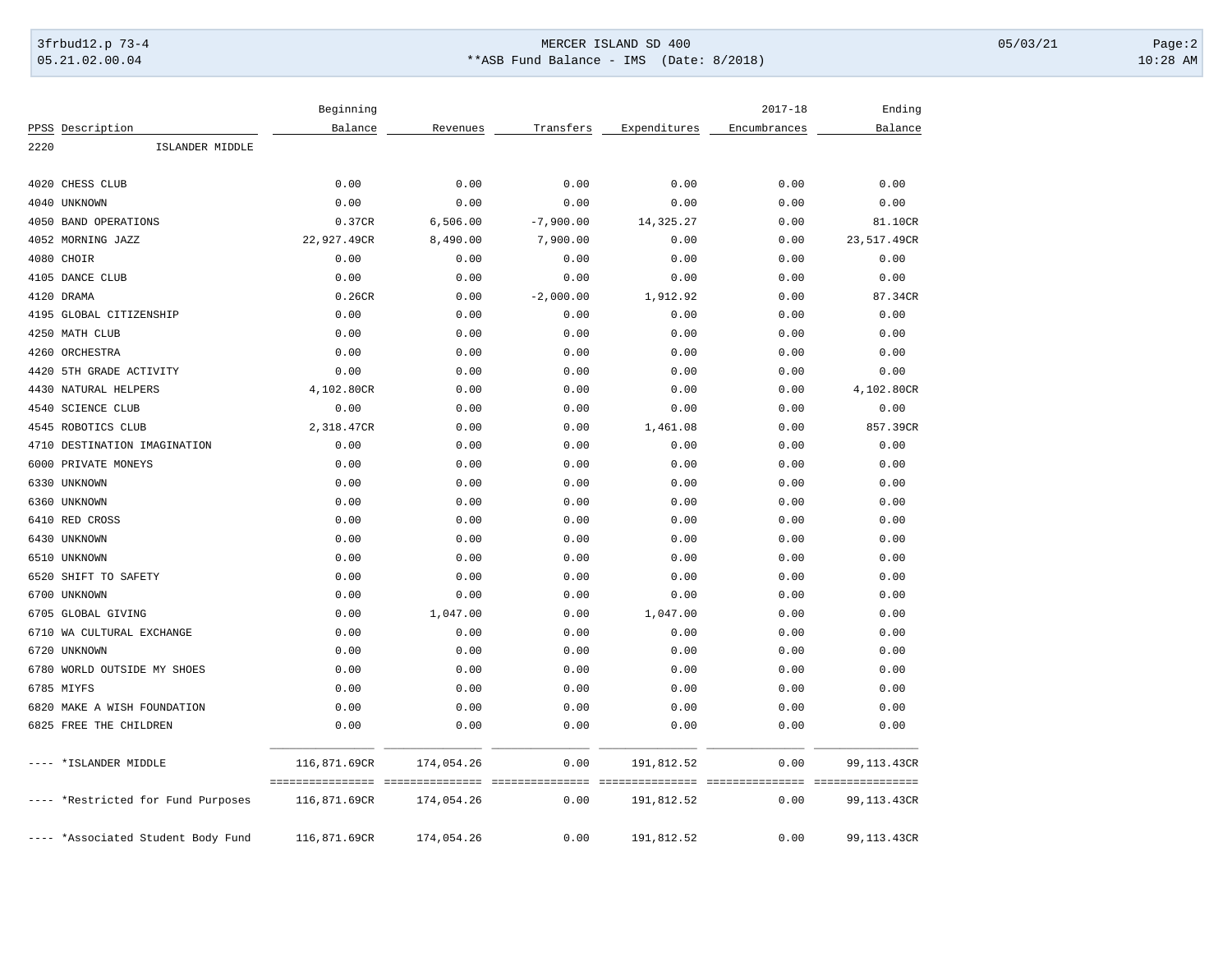| PPSS | Description | Beginning Balance | Revenues | Transfers | Expenditures | 2017-18 Encumbrances | Ending Balance |
|---|---|---|---|---|---|---|---|
| 2220 | ISLANDER MIDDLE | | | | | | |
| 4020 | CHESS CLUB | 0.00 | 0.00 | 0.00 | 0.00 | 0.00 | 0.00 |
| 4040 | UNKNOWN | 0.00 | 0.00 | 0.00 | 0.00 | 0.00 | 0.00 |
| 4050 | BAND OPERATIONS | 0.37CR | 6,506.00 | -7,900.00 | 14,325.27 | 0.00 | 81.10CR |
| 4052 | MORNING JAZZ | 22,927.49CR | 8,490.00 | 7,900.00 | 0.00 | 0.00 | 23,517.49CR |
| 4080 | CHOIR | 0.00 | 0.00 | 0.00 | 0.00 | 0.00 | 0.00 |
| 4105 | DANCE CLUB | 0.00 | 0.00 | 0.00 | 0.00 | 0.00 | 0.00 |
| 4120 | DRAMA | 0.26CR | 0.00 | -2,000.00 | 1,912.92 | 0.00 | 87.34CR |
| 4195 | GLOBAL CITIZENSHIP | 0.00 | 0.00 | 0.00 | 0.00 | 0.00 | 0.00 |
| 4250 | MATH CLUB | 0.00 | 0.00 | 0.00 | 0.00 | 0.00 | 0.00 |
| 4260 | ORCHESTRA | 0.00 | 0.00 | 0.00 | 0.00 | 0.00 | 0.00 |
| 4420 | 5TH GRADE ACTIVITY | 0.00 | 0.00 | 0.00 | 0.00 | 0.00 | 0.00 |
| 4430 | NATURAL HELPERS | 4,102.80CR | 0.00 | 0.00 | 0.00 | 0.00 | 4,102.80CR |
| 4540 | SCIENCE CLUB | 0.00 | 0.00 | 0.00 | 0.00 | 0.00 | 0.00 |
| 4545 | ROBOTICS CLUB | 2,318.47CR | 0.00 | 0.00 | 1,461.08 | 0.00 | 857.39CR |
| 4710 | DESTINATION IMAGINATION | 0.00 | 0.00 | 0.00 | 0.00 | 0.00 | 0.00 |
| 6000 | PRIVATE MONEYS | 0.00 | 0.00 | 0.00 | 0.00 | 0.00 | 0.00 |
| 6330 | UNKNOWN | 0.00 | 0.00 | 0.00 | 0.00 | 0.00 | 0.00 |
| 6360 | UNKNOWN | 0.00 | 0.00 | 0.00 | 0.00 | 0.00 | 0.00 |
| 6410 | RED CROSS | 0.00 | 0.00 | 0.00 | 0.00 | 0.00 | 0.00 |
| 6430 | UNKNOWN | 0.00 | 0.00 | 0.00 | 0.00 | 0.00 | 0.00 |
| 6510 | UNKNOWN | 0.00 | 0.00 | 0.00 | 0.00 | 0.00 | 0.00 |
| 6520 | SHIFT TO SAFETY | 0.00 | 0.00 | 0.00 | 0.00 | 0.00 | 0.00 |
| 6700 | UNKNOWN | 0.00 | 0.00 | 0.00 | 0.00 | 0.00 | 0.00 |
| 6705 | GLOBAL GIVING | 0.00 | 1,047.00 | 0.00 | 1,047.00 | 0.00 | 0.00 |
| 6710 | WA CULTURAL EXCHANGE | 0.00 | 0.00 | 0.00 | 0.00 | 0.00 | 0.00 |
| 6720 | UNKNOWN | 0.00 | 0.00 | 0.00 | 0.00 | 0.00 | 0.00 |
| 6780 | WORLD OUTSIDE MY SHOES | 0.00 | 0.00 | 0.00 | 0.00 | 0.00 | 0.00 |
| 6785 | MIYFS | 0.00 | 0.00 | 0.00 | 0.00 | 0.00 | 0.00 |
| 6820 | MAKE A WISH FOUNDATION | 0.00 | 0.00 | 0.00 | 0.00 | 0.00 | 0.00 |
| 6825 | FREE THE CHILDREN | 0.00 | 0.00 | 0.00 | 0.00 | 0.00 | 0.00 |
| ---- | *ISLANDER MIDDLE | 116,871.69CR | 174,054.26 | 0.00 | 191,812.52 | 0.00 | 99,113.43CR |
| ---- | *Restricted for Fund Purposes | 116,871.69CR | 174,054.26 | 0.00 | 191,812.52 | 0.00 | 99,113.43CR |
| ---- | *Associated Student Body Fund | 116,871.69CR | 174,054.26 | 0.00 | 191,812.52 | 0.00 | 99,113.43CR |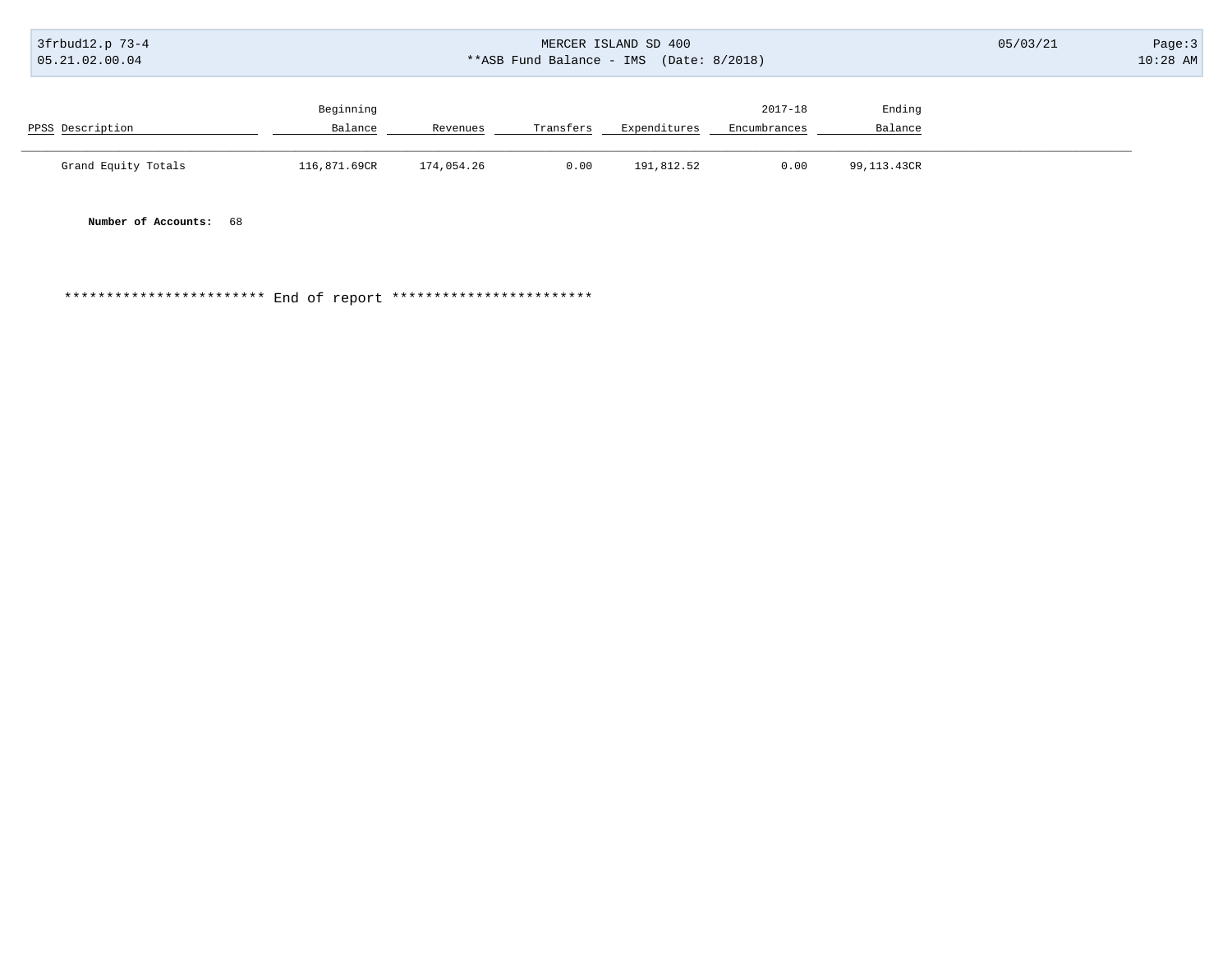| PPSS | Description | Beginning Balance | Revenues | Transfers | Expenditures | 2017-18 Encumbrances | Ending Balance |
|---|---|---|---|---|---|---|---|
| | Grand Equity Totals | 116,871.69CR | 174,054.26 | 0.00 | 191,812.52 | 0.00 | 99,113.43CR |

**Number of Accounts:** 68

************************ End of report ************************